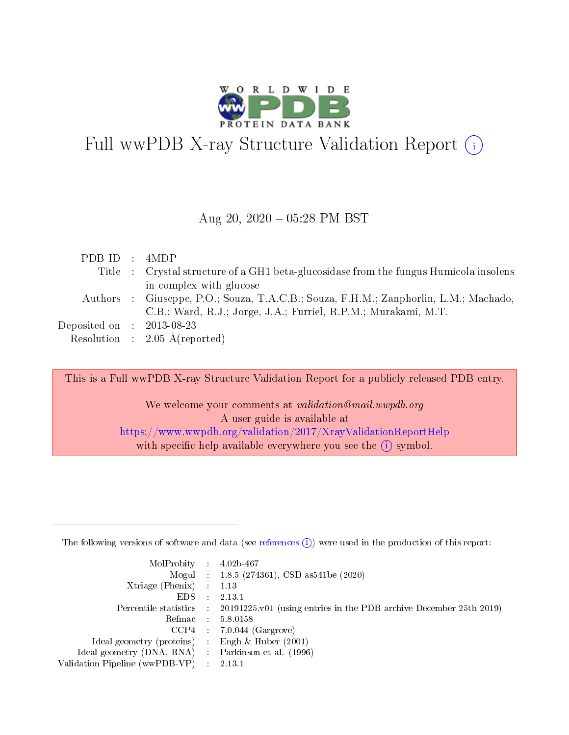# Full wwPDB X-ray Structure Validation Report (i)

Aug 20, 2020 – 05:28 PM BST

| | | |
|---|---|---|
| PDB ID | : | 4MDP |
| Title | : | Crystal structure of a GH1 beta-glucosidase from the fungus Humicola insolens in complex with glucose |
| Authors | : | Giuseppe, P.O.; Souza, T.A.C.B.; Souza, F.H.M.; Zanphorlin, L.M.; Machado, C.B.; Ward, R.J.; Jorge, J.A.; Furriel, R.P.M.; Murakami, M.T. |
| Deposited on | : | 2013-08-23 |
| Resolution | : | 2.05 Å(reported) |

This is a Full wwPDB X-ray Structure Validation Report for a publicly released PDB entry.

We welcome your comments at *validation@mail.wwpdb.org*
A user guide is available at
https://www.wwpdb.org/validation/2017/XrayValidationReportHelp
with specific help available everywhere you see the (i) symbol.

---

The following versions of software and data (see references (i)) were used in the production of this report:

| | | |
|---|---|---|
| MolProbity | : | 4.02b-467 |
| Mogul | : | 1.8.5 (274361), CSD as541be (2020) |
| Xtriage (Phenix) | : | 1.13 |
| EDS | : | 2.13.1 |
| Percentile statistics | : | 20191225.v01 (using entries in the PDB archive December 25th 2019) |
| Refmac | : | 5.8.0158 |
| CCP4 | : | 7.0.044 (Gargrove) |
| Ideal geometry (proteins) | : | Engh & Huber (2001) |
| Ideal geometry (DNA, RNA) | : | Parkinson et al. (1996) |
| Validation Pipeline (wwPDB-VP) | : | 2.13.1 |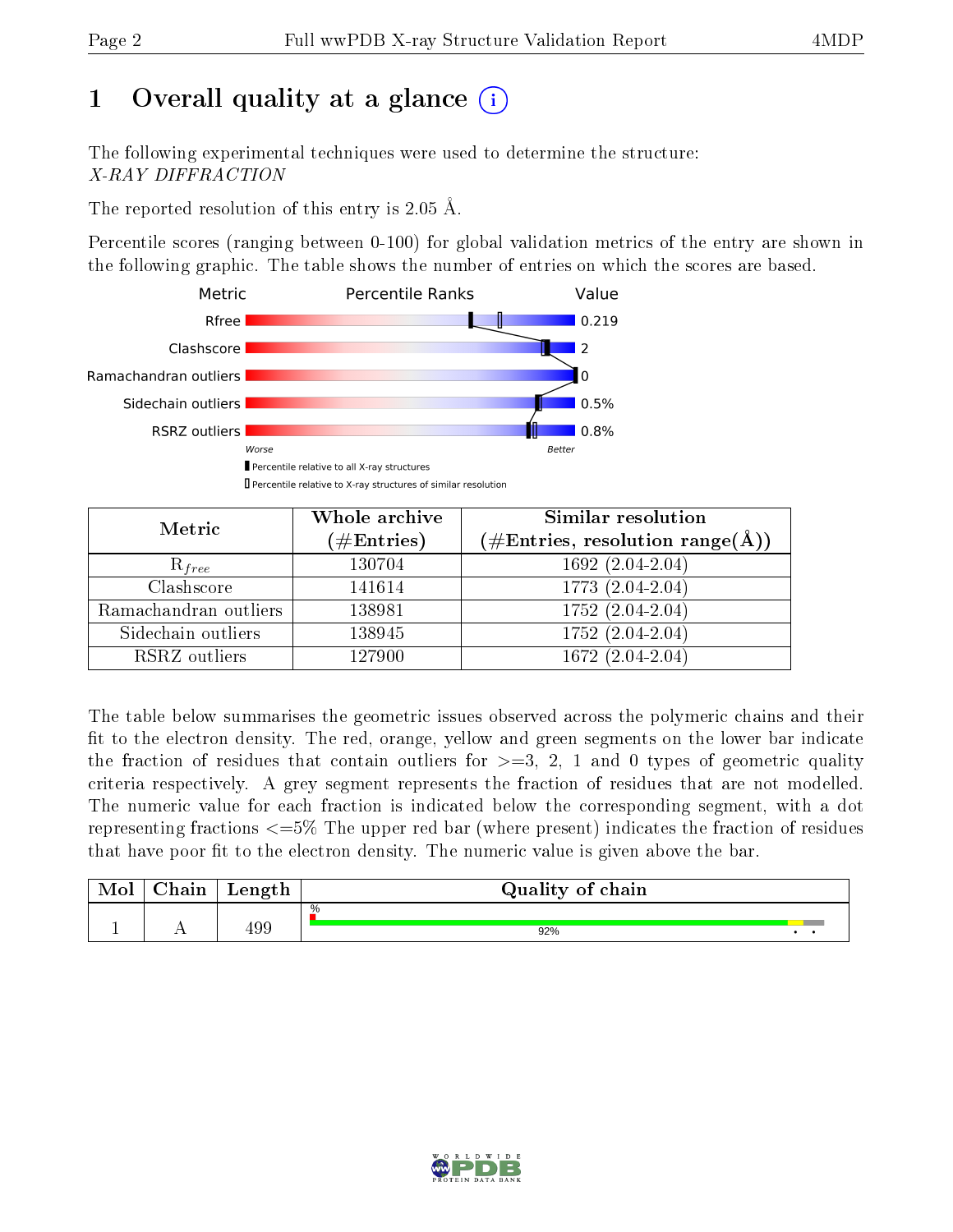# 1 Overall quality at a glance

The following experimental techniques were used to determine the structure:
*X-RAY DIFFRACTION*

The reported resolution of this entry is 2.05 Å.

Percentile scores (ranging between 0-100) for global validation metrics of the entry are shown in the following graphic. The table shows the number of entries on which the scores are based.

| Metric | Value |
|---|---|
| Rfree | 0.219 |
| Clashscore | 2 |
| Ramachandran outliers | 0 |
| Sidechain outliers | 0.5% |
| RSRZ outliers | 0.8% |

| Metric | Whole archive (#Entries) | Similar resolution (#Entries, resolution range(Å)) |
|---|---|---|
| $R_{free}$ | 130704 | 1692 (2.04-2.04) |
| Clashscore | 141614 | 1773 (2.04-2.04) |
| Ramachandran outliers | 138981 | 1752 (2.04-2.04) |
| Sidechain outliers | 138945 | 1752 (2.04-2.04) |
| RSRZ outliers | 127900 | 1672 (2.04-2.04) |

The table below summarises the geometric issues observed across the polymeric chains and their fit to the electron density. The red, orange, yellow and green segments on the lower bar indicate the fraction of residues that contain outliers for >=3, 2, 1 and 0 types of geometric quality criteria respectively. A grey segment represents the fraction of residues that are not modelled. The numeric value for each fraction is indicated below the corresponding segment, with a dot representing fractions <=5% The upper red bar (where present) indicates the fraction of residues that have poor fit to the electron density. The numeric value is given above the bar.

| Mol | Chain | Length | Quality of chain |
|---|---|---|---|
| 1 | A | 499 | 92% |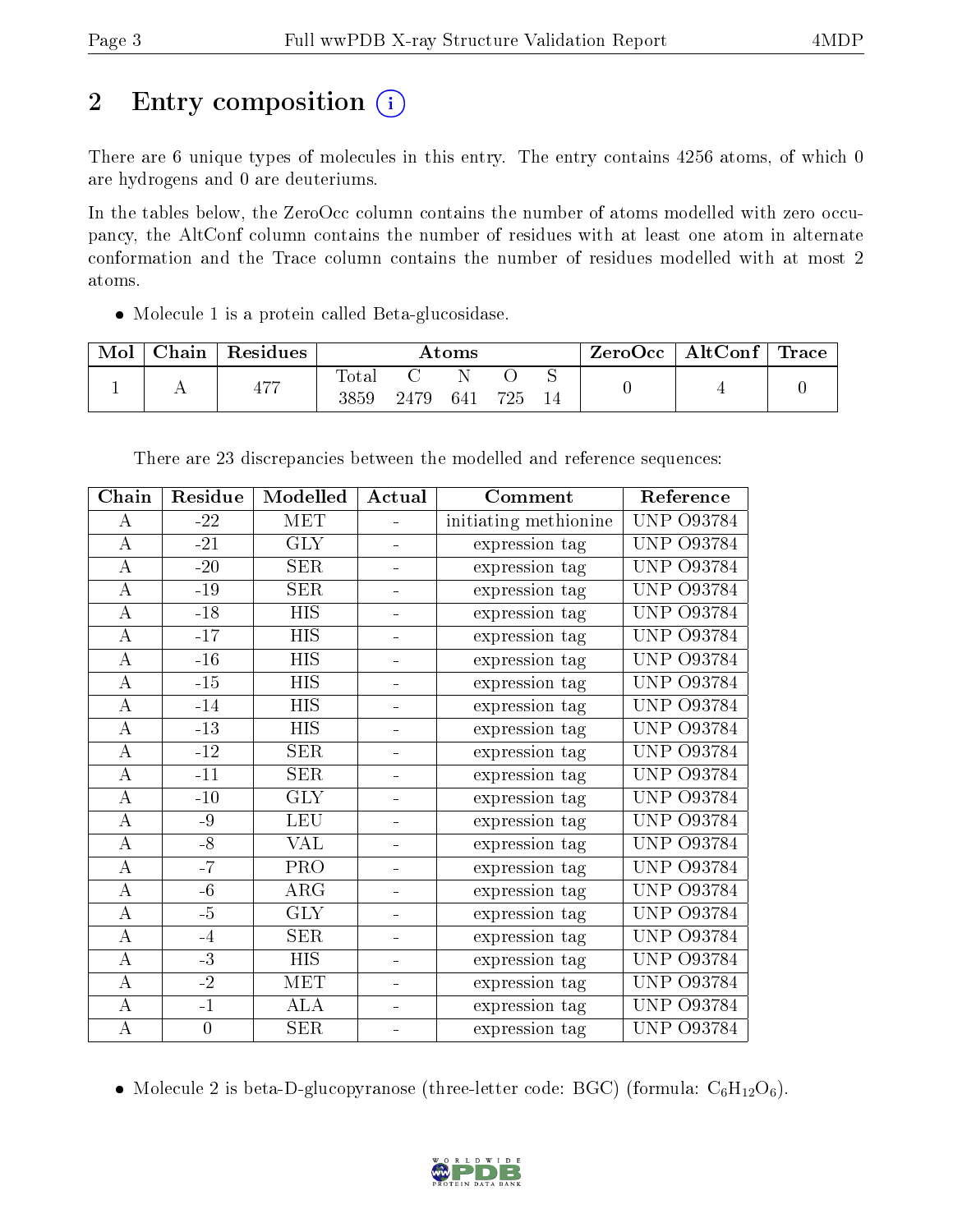## 2 Entry composition

There are 6 unique types of molecules in this entry. The entry contains 4256 atoms, of which 0 are hydrogens and 0 are deuteriums.

In the tables below, the ZeroOcc column contains the number of atoms modelled with zero occupancy, the AltConf column contains the number of residues with at least one atom in alternate conformation and the Trace column contains the number of residues modelled with at most 2 atoms.

- Molecule 1 is a protein called Beta-glucosidase.

| Mol | Chain | Residues | Atoms | | | | | ZeroOcc | AltConf | Trace |
|---|---|---|---|---|---|---|---|---|---|---|
| 1 | A | 477 | Total | C | N | O | S | 0 | 4 | 0 |
| | | | 3859 | 2479 | 641 | 725 | 14 | | | |

There are 23 discrepancies between the modelled and reference sequences:

| Chain | Residue | Modelled | Actual | Comment | Reference |
|---|---|---|---|---|---|
| A | -22 | MET | - | initiating methionine | UNP O93784 |
| A | -21 | GLY | - | expression tag | UNP O93784 |
| A | -20 | SER | - | expression tag | UNP O93784 |
| A | -19 | SER | - | expression tag | UNP O93784 |
| A | -18 | HIS | - | expression tag | UNP O93784 |
| A | -17 | HIS | - | expression tag | UNP O93784 |
| A | -16 | HIS | - | expression tag | UNP O93784 |
| A | -15 | HIS | - | expression tag | UNP O93784 |
| A | -14 | HIS | - | expression tag | UNP O93784 |
| A | -13 | HIS | - | expression tag | UNP O93784 |
| A | -12 | SER | - | expression tag | UNP O93784 |
| A | -11 | SER | - | expression tag | UNP O93784 |
| A | -10 | GLY | - | expression tag | UNP O93784 |
| A | -9 | LEU | - | expression tag | UNP O93784 |
| A | -8 | VAL | - | expression tag | UNP O93784 |
| A | -7 | PRO | - | expression tag | UNP O93784 |
| A | -6 | ARG | - | expression tag | UNP O93784 |
| A | -5 | GLY | - | expression tag | UNP O93784 |
| A | -4 | SER | - | expression tag | UNP O93784 |
| A | -3 | HIS | - | expression tag | UNP O93784 |
| A | -2 | MET | - | expression tag | UNP O93784 |
| A | -1 | ALA | - | expression tag | UNP O93784 |
| A | 0 | SER | - | expression tag | UNP O93784 |

- Molecule 2 is beta-D-glucopyranose (three-letter code: BGC) (formula: $C_6H_{12}O_6$).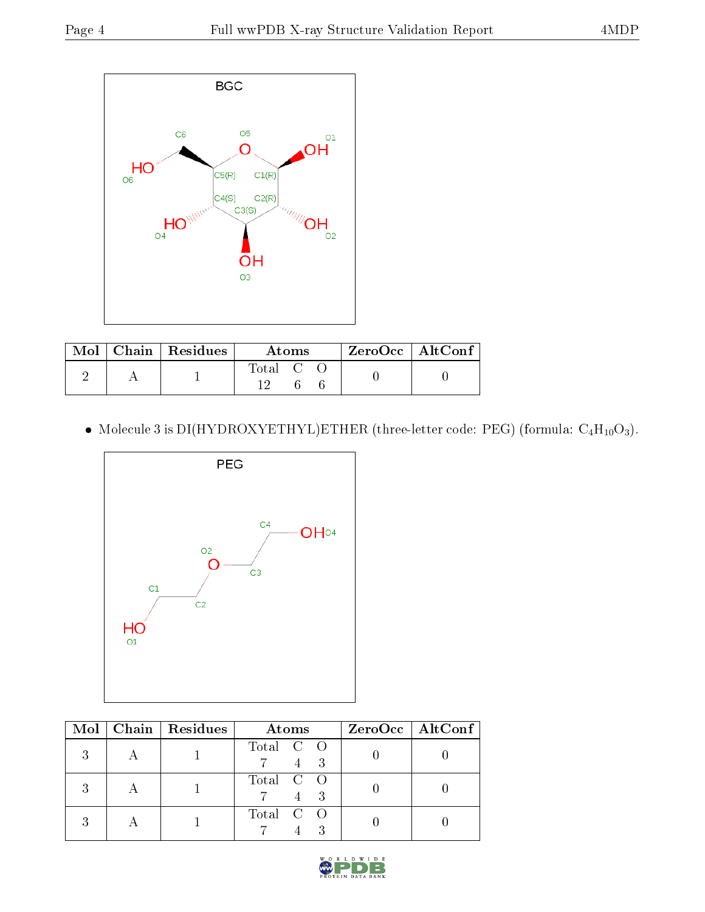| Mol | Chain | Residues | Atoms | | | ZeroOcc | AltConf |
|---|---|---|---|---|---|---|---|
| | | | Total | C | O | | |
| 2 | A | 1 | 12 | 6 | 6 | 0 | 0 |

- Molecule 3 is DI(HYDROXYETHYL)ETHER (three-letter code: PEG) (formula: $C_4H_{10}O_3$).

| Mol | Chain | Residues | Atoms | | | ZeroOcc | AltConf |
|---|---|---|---|---|---|---|---|
| | | | Total | C | O | | |
| 3 | A | 1 | 7 | 4 | 3 | 0 | 0 |
| 3 | A | 1 | 7 | 4 | 3 | 0 | 0 |
| 3 | A | 1 | 7 | 4 | 3 | 0 | 0 |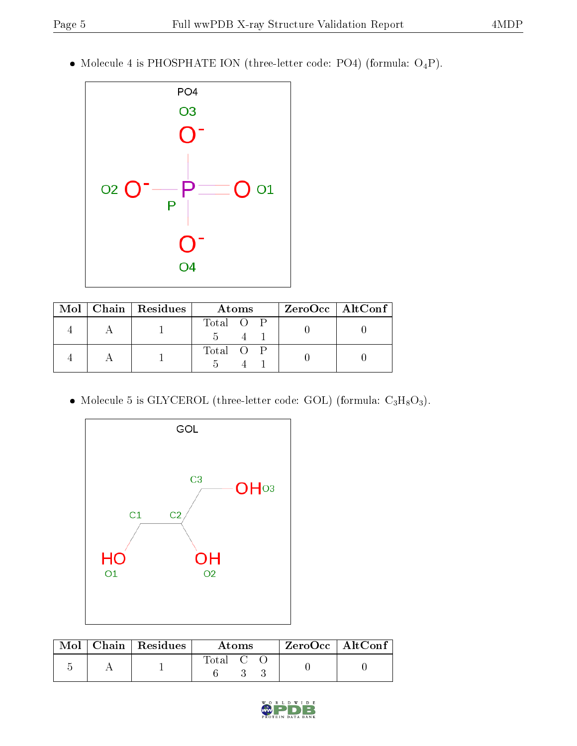- Molecule 4 is PHOSPHATE ION (three-letter code: PO4) (formula: $O_4P$).

| Mol | Chain | Residues | Atoms | | | ZeroOcc | AltConf |
|---|---|---|---|---|---|---|---|
| | | | Total | O | P | | |
| 4 | A | 1 | 5 | 4 | 1 | 0 | 0 |
| 4 | A | 1 | 5 | 4 | 1 | 0 | 0 |

- Molecule 5 is GLYCEROL (three-letter code: GOL) (formula: $C_3H_8O_3$).

| Mol | Chain | Residues | Atoms | | | ZeroOcc | AltConf |
|---|---|---|---|---|---|---|---|
| | | | Total | C | O | | |
| 5 | A | 1 | 6 | 3 | 3 | 0 | 0 |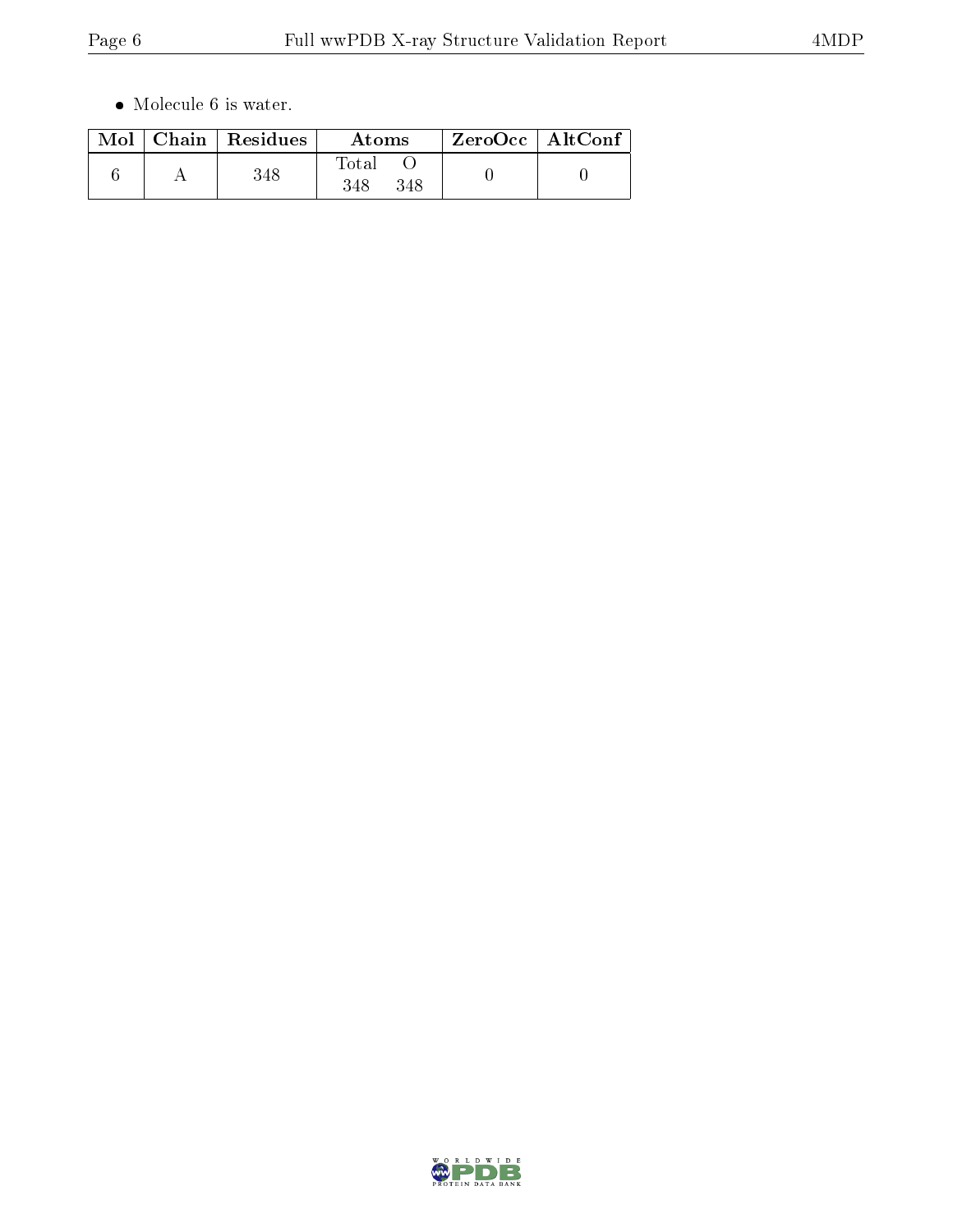- Molecule 6 is water.

| Mol | Chain | Residues | Atoms | | ZeroOcc | AltConf |
|---|---|---|---|---|---|---|
| | | | Total | O | | |
| 6 | A | 348 | 348 | 348 | 0 | 0 |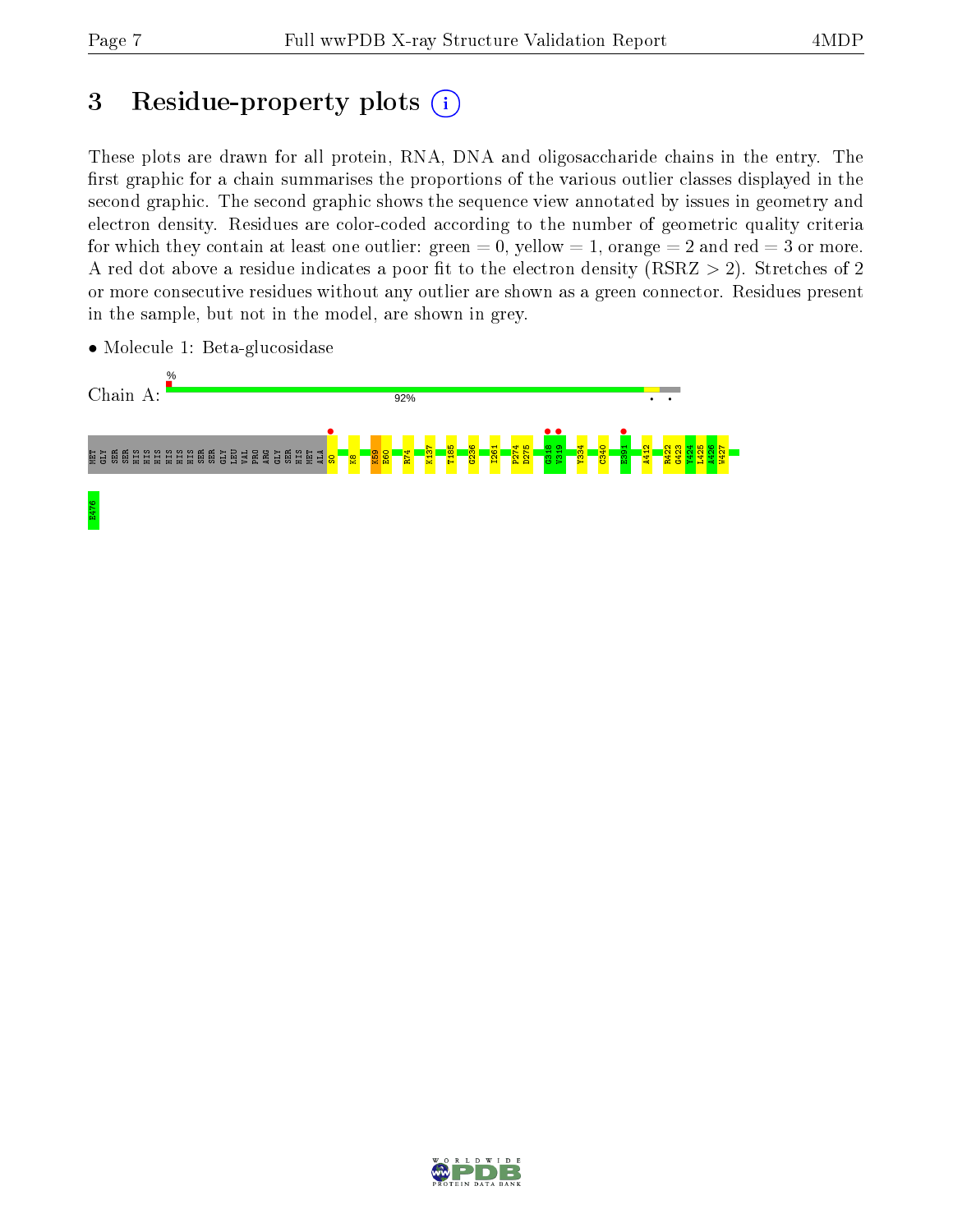# 3 Residue-property plots

These plots are drawn for all protein, RNA, DNA and oligosaccharide chains in the entry. The first graphic for a chain summarises the proportions of the various outlier classes displayed in the second graphic. The second graphic shows the sequence view annotated by issues in geometry and electron density. Residues are color-coded according to the number of geometric quality criteria for which they contain at least one outlier: green = 0, yellow = 1, orange = 2 and red = 3 or more. A red dot above a residue indicates a poor fit to the electron density (RSRZ > 2). Stretches of 2 or more consecutive residues without any outlier are shown as a green connector. Residues present in the sample, but not in the model, are shown in grey.

- Molecule 1: Beta-glucosidase

Chain A: % 92% • •

MET GLY SER SER HIS HIS HIS HIS HIS HIS SER SER GLY LEU VAL PRO ARG GLY SER HIS MET ALA S0 K8 K59 E60 R74 K137 T185 G236 I261 P274 D275 G318 V319 Y334 C340 E391 A412 R422 G423 Y424 L425 A426 W427 E476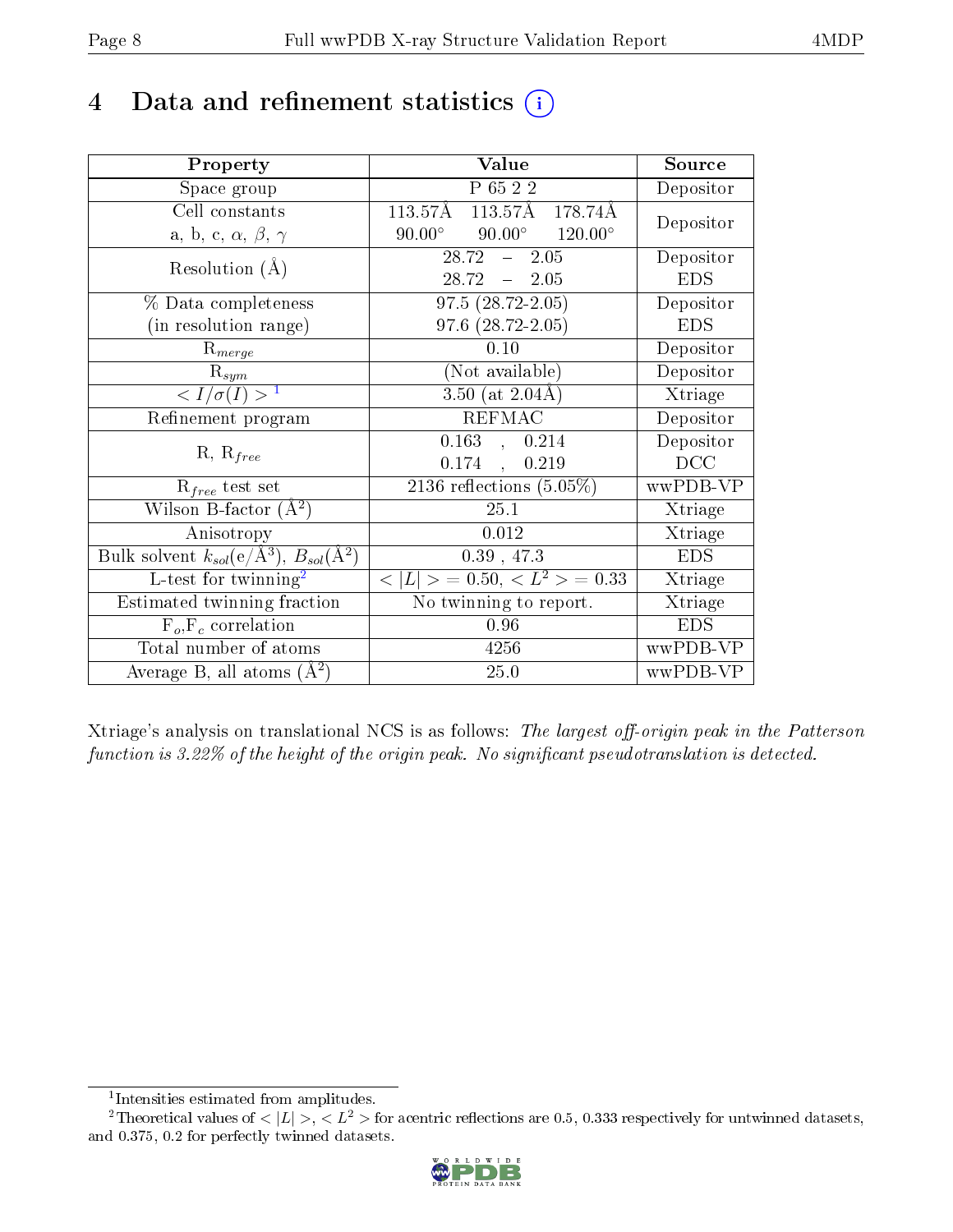# 4 Data and refinement statistics (i)

| Property | Value | Source |
|---|---|---|
| Space group | P 65 2 2 | Depositor |
| Cell constants<br>a, b, c, $\alpha$, $\beta$, $\gamma$ | 113.57Å 113.57Å 178.74Å<br>90.00° 90.00° 120.00° | Depositor |
| Resolution (Å) | 28.72 – 2.05<br>28.72 – 2.05 | Depositor<br>EDS |
| % Data completeness<br>(in resolution range) | 97.5 (28.72-2.05)<br>97.6 (28.72-2.05) | Depositor<br>EDS |
| $R_{merge}$ | 0.10 | Depositor |
| $R_{sym}$ | (Not available) | Depositor |
| $< I/\sigma(I) >$ [1] | 3.50 (at 2.04Å) | Xtriage |
| Refinement program | REFMAC | Depositor |
| R, $R_{free}$ | 0.163 , 0.214<br>0.174 , 0.219 | Depositor<br>DCC |
| $R_{free}$ test set | 2136 reflections (5.05%) | wwPDB-VP |
| Wilson B-factor (Å$^2$) | 25.1 | Xtriage |
| Anisotropy | 0.012 | Xtriage |
| Bulk solvent $k_{sol}$(e/Å$^3$), $B_{sol}$(Å$^2$) | 0.39 , 47.3 | EDS |
| L-test for twinning[2] | $< \|L\| >$ = 0.50, $< L^2 >$ = 0.33 | Xtriage |
| Estimated twinning fraction | No twinning to report. | Xtriage |
| $F_o$,$F_c$ correlation | 0.96 | EDS |
| Total number of atoms | 4256 | wwPDB-VP |
| Average B, all atoms (Å$^2$) | 25.0 | wwPDB-VP |

Xtriage's analysis on translational NCS is as follows: *The largest off-origin peak in the Patterson function is 3.22% of the height of the origin peak. No significant pseudotranslation is detected.*

[1] Intensities estimated from amplitudes.

[2] Theoretical values of $< |L| >$, $< L^2 >$ for acentric reflections are 0.5, 0.333 respectively for untwinned datasets, and 0.375, 0.2 for perfectly twinned datasets.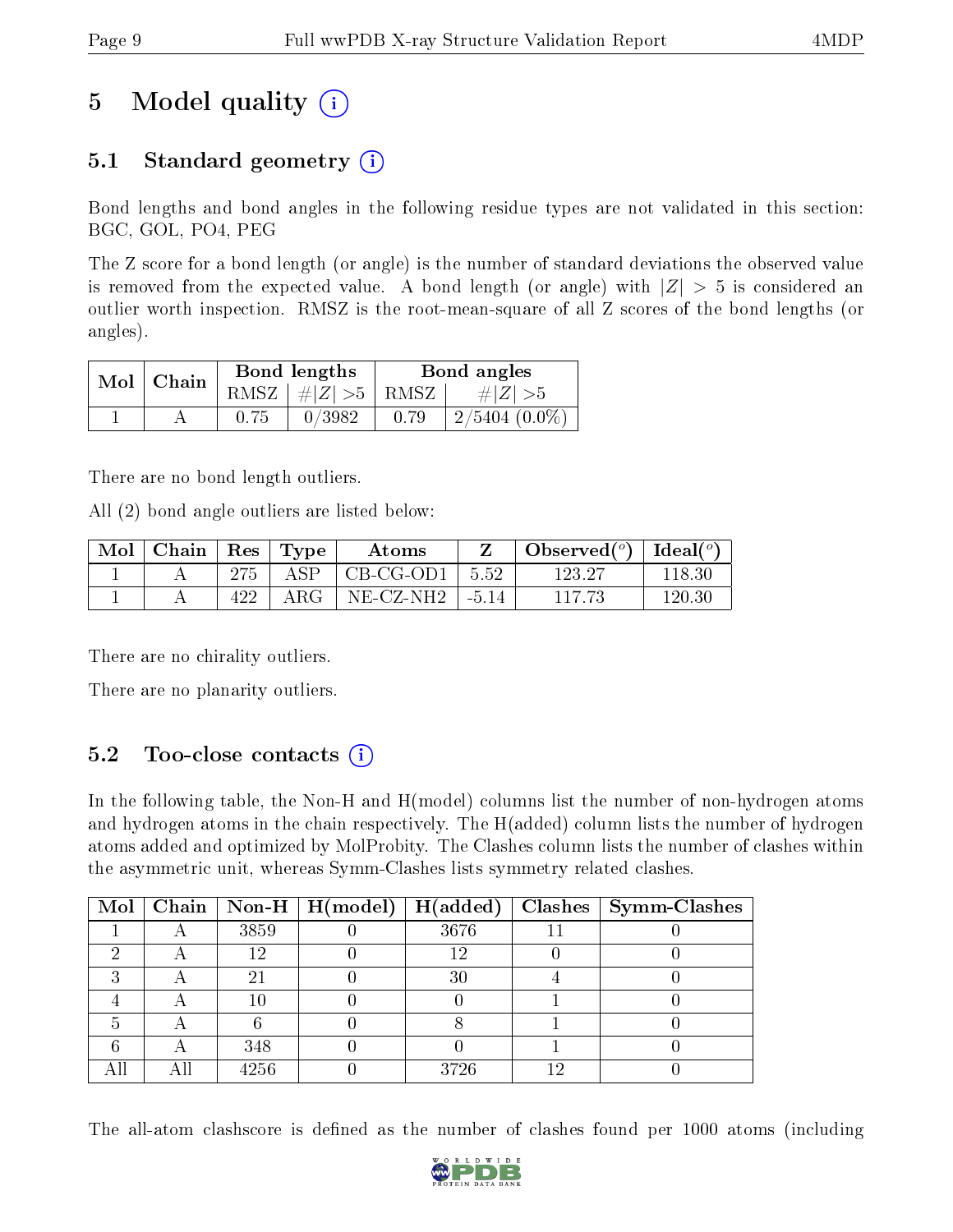# 5 Model quality (i)

## 5.1 Standard geometry (i)

Bond lengths and bond angles in the following residue types are not validated in this section: BGC, GOL, PO4, PEG

The Z score for a bond length (or angle) is the number of standard deviations the observed value is removed from the expected value. A bond length (or angle) with $|Z| > 5$ is considered an outlier worth inspection. RMSZ is the root-mean-square of all Z scores of the bond lengths (or angles).

| Mol | Chain | Bond lengths | | Bond angles | |
|---|---|---|---|---|---|
| | | RMSZ | $\#\|Z\| > 5$ | RMSZ | $\#\|Z\| > 5$ |
| 1 | A | 0.75 | 0/3982 | 0.79 | 2/5404 (0.0%) |

There are no bond length outliers.

All (2) bond angle outliers are listed below:

| Mol | Chain | Res | Type | Atoms | Z | Observed(°) | Ideal(°) |
|---|---|---|---|---|---|---|---|
| 1 | A | 275 | ASP | CB-CG-OD1 | 5.52 | 123.27 | 118.30 |
| 1 | A | 422 | ARG | NE-CZ-NH2 | -5.14 | 117.73 | 120.30 |

There are no chirality outliers.

There are no planarity outliers.

## 5.2 Too-close contacts (i)

In the following table, the Non-H and H(model) columns list the number of non-hydrogen atoms and hydrogen atoms in the chain respectively. The H(added) column lists the number of hydrogen atoms added and optimized by MolProbity. The Clashes column lists the number of clashes within the asymmetric unit, whereas Symm-Clashes lists symmetry related clashes.

| Mol | Chain | Non-H | H(model) | H(added) | Clashes | Symm-Clashes |
|---|---|---|---|---|---|---|
| 1 | A | 3859 | 0 | 3676 | 11 | 0 |
| 2 | A | 12 | 0 | 12 | 0 | 0 |
| 3 | A | 21 | 0 | 30 | 4 | 0 |
| 4 | A | 10 | 0 | 0 | 1 | 0 |
| 5 | A | 6 | 0 | 8 | 1 | 0 |
| 6 | A | 348 | 0 | 0 | 1 | 0 |
| All | All | 4256 | 0 | 3726 | 12 | 0 |

The all-atom clashscore is defined as the number of clashes found per 1000 atoms (including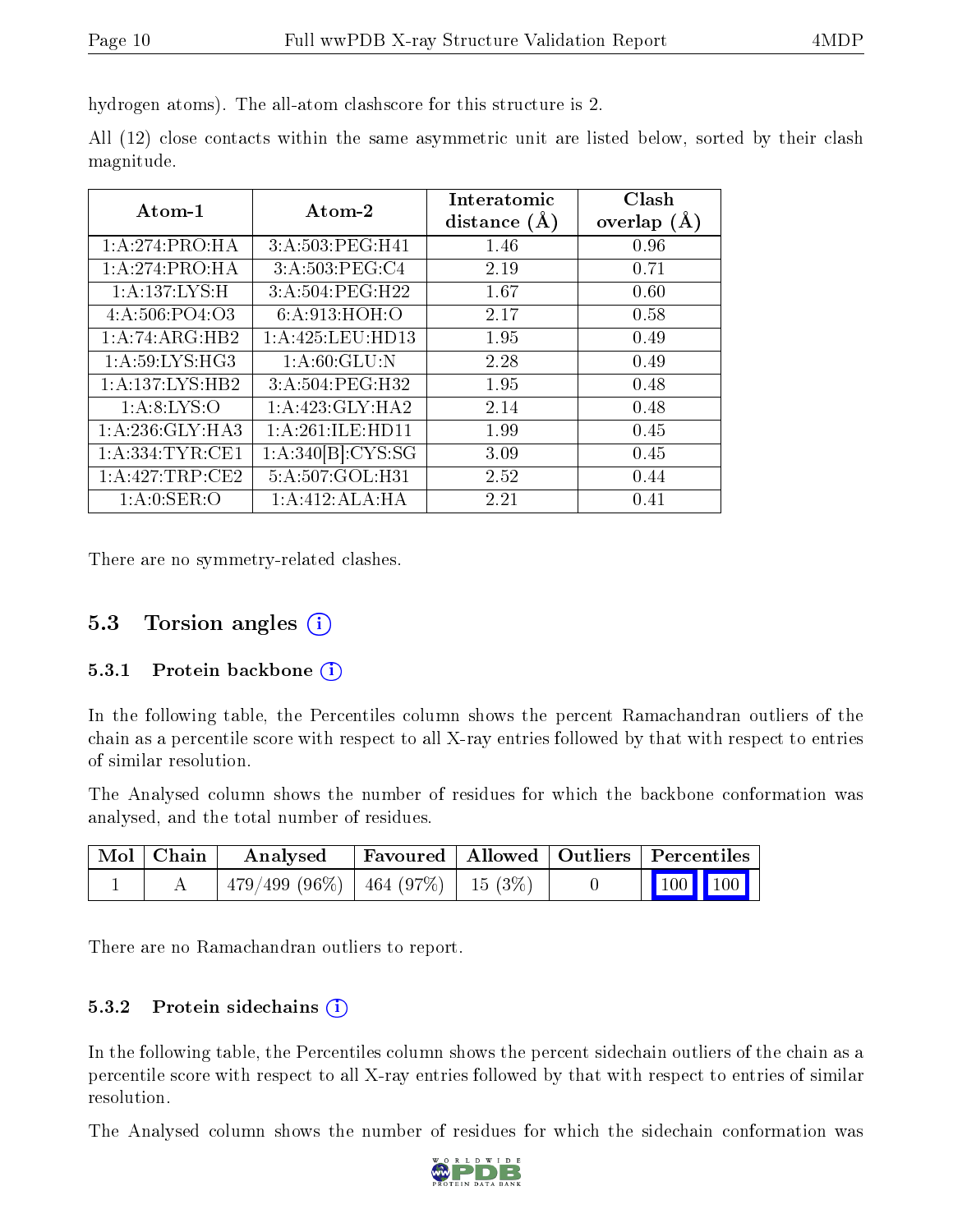hydrogen atoms). The all-atom clashscore for this structure is 2.

All (12) close contacts within the same asymmetric unit are listed below, sorted by their clash magnitude.

| Atom-1 | Atom-2 | Interatomic distance (Å) | Clash overlap (Å) |
|---|---|---|---|
| 1:A:274:PRO:HA | 3:A:503:PEG:H41 | 1.46 | 0.96 |
| 1:A:274:PRO:HA | 3:A:503:PEG:C4 | 2.19 | 0.71 |
| 1:A:137:LYS:H | 3:A:504:PEG:H22 | 1.67 | 0.60 |
| 4:A:506:PO4:O3 | 6:A:913:HOH:O | 2.17 | 0.58 |
| 1:A:74:ARG:HB2 | 1:A:425:LEU:HD13 | 1.95 | 0.49 |
| 1:A:59:LYS:HG3 | 1:A:60:GLU:N | 2.28 | 0.49 |
| 1:A:137:LYS:HB2 | 3:A:504:PEG:H32 | 1.95 | 0.48 |
| 1:A:8:LYS:O | 1:A:423:GLY:HA2 | 2.14 | 0.48 |
| 1:A:236:GLY:HA3 | 1:A:261:ILE:HD11 | 1.99 | 0.45 |
| 1:A:334:TYR:CE1 | 1:A:340[B]:CYS:SG | 3.09 | 0.45 |
| 1:A:427:TRP:CE2 | 5:A:507:GOL:H31 | 2.52 | 0.44 |
| 1:A:0:SER:O | 1:A:412:ALA:HA | 2.21 | 0.41 |

There are no symmetry-related clashes.

## 5.3 Torsion angles

### 5.3.1 Protein backbone

In the following table, the Percentiles column shows the percent Ramachandran outliers of the chain as a percentile score with respect to all X-ray entries followed by that with respect to entries of similar resolution.

The Analysed column shows the number of residues for which the backbone conformation was analysed, and the total number of residues.

| Mol | Chain | Analysed | Favoured | Allowed | Outliers | Percentiles |
|---|---|---|---|---|---|---|
| 1 | A | 479/499 (96%) | 464 (97%) | 15 (3%) | 0 | 100 100 |

There are no Ramachandran outliers to report.

### 5.3.2 Protein sidechains

In the following table, the Percentiles column shows the percent sidechain outliers of the chain as a percentile score with respect to all X-ray entries followed by that with respect to entries of similar resolution.

The Analysed column shows the number of residues for which the sidechain conformation was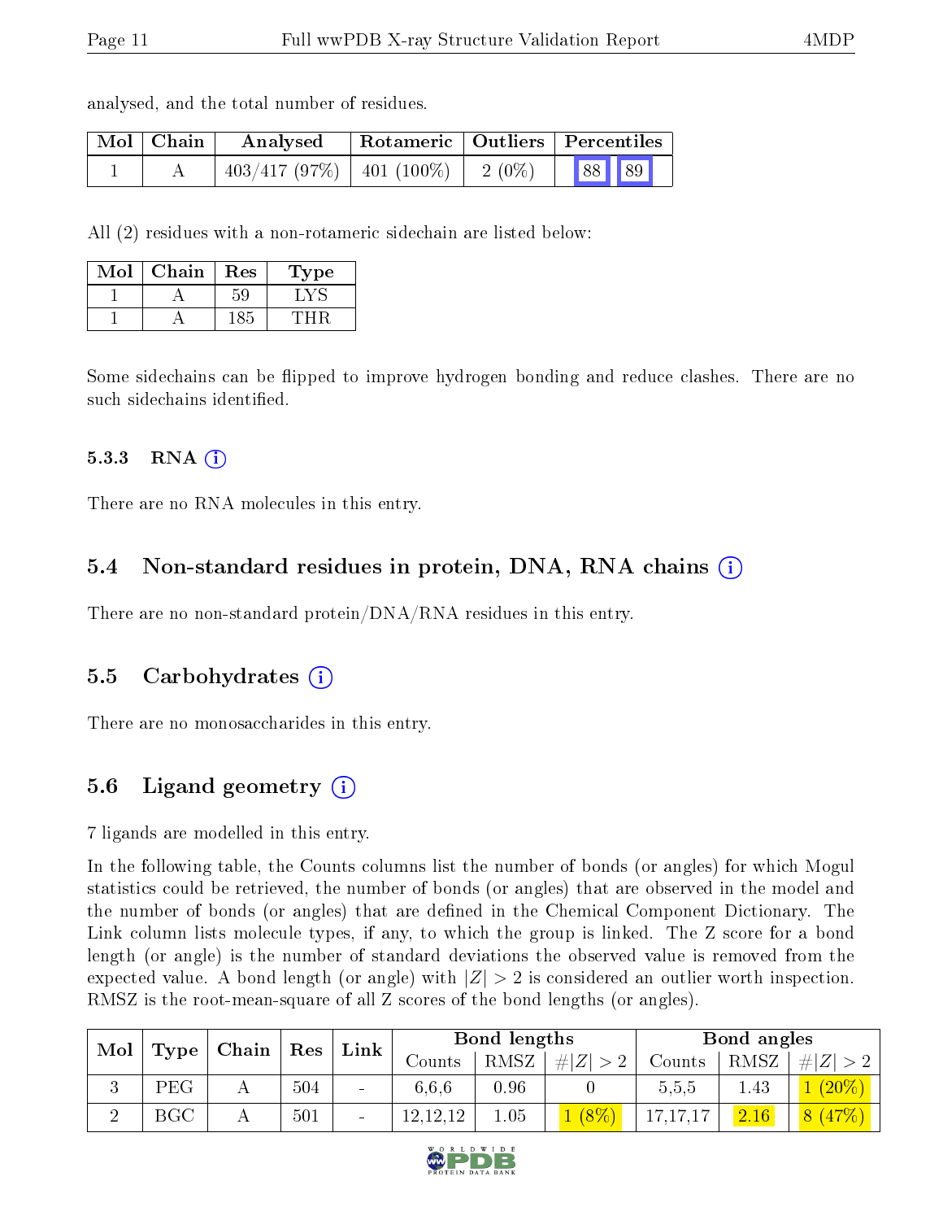analysed, and the total number of residues.

| Mol | Chain | Analysed | Rotameric | Outliers | Percentiles | |
|---|---|---|---|---|---|---|
| 1 | A | 403/417 (97%) | 401 (100%) | 2 (0%) | 88 | 89 |

All (2) residues with a non-rotameric sidechain are listed below:

| Mol | Chain | Res | Type |
|---|---|---|---|
| 1 | A | 59 | LYS |
| 1 | A | 185 | THR |

Some sidechains can be flipped to improve hydrogen bonding and reduce clashes. There are no such sidechains identified.

#### 5.3.3 RNA (i)

There are no RNA molecules in this entry.

### 5.4 Non-standard residues in protein, DNA, RNA chains (i)

There are no non-standard protein/DNA/RNA residues in this entry.

### 5.5 Carbohydrates (i)

There are no monosaccharides in this entry.

### 5.6 Ligand geometry (i)

7 ligands are modelled in this entry.

In the following table, the Counts columns list the number of bonds (or angles) for which Mogul statistics could be retrieved, the number of bonds (or angles) that are observed in the model and the number of bonds (or angles) that are defined in the Chemical Component Dictionary. The Link column lists molecule types, if any, to which the group is linked. The Z score for a bond length (or angle) is the number of standard deviations the observed value is removed from the expected value. A bond length (or angle) with $|Z| > 2$ is considered an outlier worth inspection. RMSZ is the root-mean-square of all Z scores of the bond lengths (or angles).

| Mol | Type | Chain | Res | Link | Bond lengths | | | Bond angles | | |
|---|---|---|---|---|---|---|---|---|---|---|
| | | | | | Counts | RMSZ | $\#\|Z\| > 2$ | Counts | RMSZ | $\#\|Z\| > 2$ |
| 3 | PEG | A | 504 | - | 6,6,6 | 0.96 | 0 | 5,5,5 | 1.43 | 1 (20%) |
| 2 | BGC | A | 501 | - | 12,12,12 | 1.05 | 1 (8%) | 17,17,17 | 2.16 | 8 (47%) |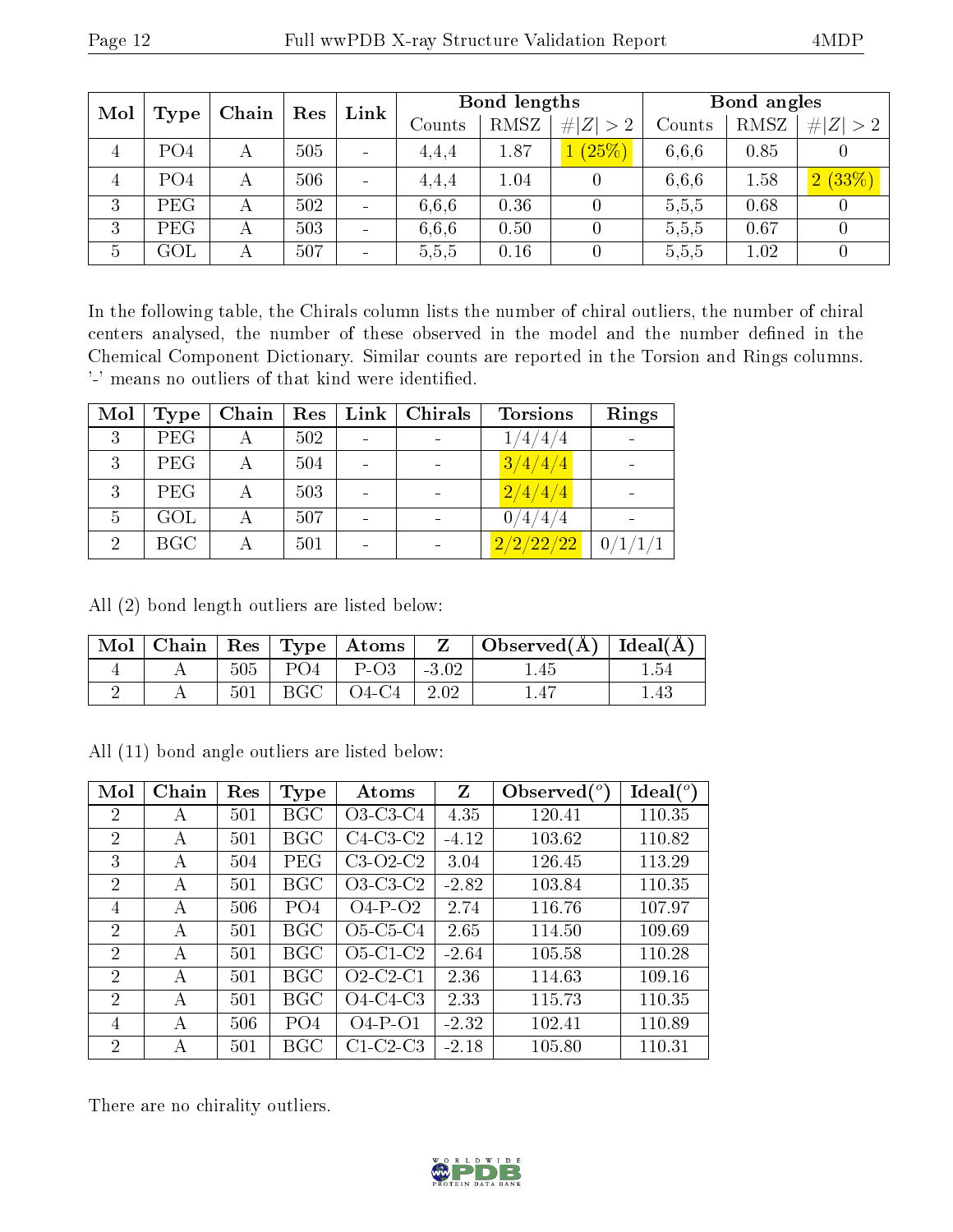| Mol | Type | Chain | Res | Link | Bond lengths | | | Bond angles | | |
|---|---|---|---|---|---|---|---|---|---|---|
| | | | | | Counts | RMSZ | #\|Z\| > 2 | Counts | RMSZ | #\|Z\| > 2 |
| 4 | PO4 | A | 505 | - | 4,4,4 | 1.87 | 1 (25%) | 6,6,6 | 0.85 | 0 |
| 4 | PO4 | A | 506 | - | 4,4,4 | 1.04 | 0 | 6,6,6 | 1.58 | 2 (33%) |
| 3 | PEG | A | 502 | - | 6,6,6 | 0.36 | 0 | 5,5,5 | 0.68 | 0 |
| 3 | PEG | A | 503 | - | 6,6,6 | 0.50 | 0 | 5,5,5 | 0.67 | 0 |
| 5 | GOL | A | 507 | - | 5,5,5 | 0.16 | 0 | 5,5,5 | 1.02 | 0 |

In the following table, the Chirals column lists the number of chiral outliers, the number of chiral centers analysed, the number of these observed in the model and the number defined in the Chemical Component Dictionary. Similar counts are reported in the Torsion and Rings columns. '-' means no outliers of that kind were identified.

| Mol | Type | Chain | Res | Link | Chirals | Torsions | Rings |
|---|---|---|---|---|---|---|---|
| 3 | PEG | A | 502 | - | - | 1/4/4/4 | - |
| 3 | PEG | A | 504 | - | - | 3/4/4/4 | - |
| 3 | PEG | A | 503 | - | - | 2/4/4/4 | - |
| 5 | GOL | A | 507 | - | - | 0/4/4/4 | - |
| 2 | BGC | A | 501 | - | - | 2/2/22/22 | 0/1/1/1 |

All (2) bond length outliers are listed below:

| Mol | Chain | Res | Type | Atoms | Z | Observed(Å) | Ideal(Å) |
|---|---|---|---|---|---|---|---|
| 4 | A | 505 | PO4 | P-O3 | -3.02 | 1.45 | 1.54 |
| 2 | A | 501 | BGC | O4-C4 | 2.02 | 1.47 | 1.43 |

All (11) bond angle outliers are listed below:

| Mol | Chain | Res | Type | Atoms | Z | Observed($^o$) | Ideal($^o$) |
|---|---|---|---|---|---|---|---|
| 2 | A | 501 | BGC | O3-C3-C4 | 4.35 | 120.41 | 110.35 |
| 2 | A | 501 | BGC | C4-C3-C2 | -4.12 | 103.62 | 110.82 |
| 3 | A | 504 | PEG | C3-O2-C2 | 3.04 | 126.45 | 113.29 |
| 2 | A | 501 | BGC | O3-C3-C2 | -2.82 | 103.84 | 110.35 |
| 4 | A | 506 | PO4 | O4-P-O2 | 2.74 | 116.76 | 107.97 |
| 2 | A | 501 | BGC | O5-C5-C4 | 2.65 | 114.50 | 109.69 |
| 2 | A | 501 | BGC | O5-C1-C2 | -2.64 | 105.58 | 110.28 |
| 2 | A | 501 | BGC | O2-C2-C1 | 2.36 | 114.63 | 109.16 |
| 2 | A | 501 | BGC | O4-C4-C3 | 2.33 | 115.73 | 110.35 |
| 4 | A | 506 | PO4 | O4-P-O1 | -2.32 | 102.41 | 110.89 |
| 2 | A | 501 | BGC | C1-C2-C3 | -2.18 | 105.80 | 110.31 |

There are no chirality outliers.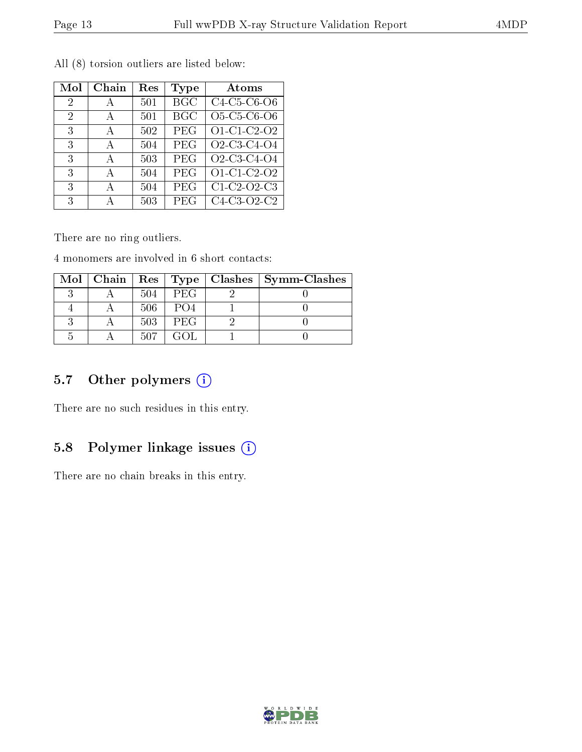All (8) torsion outliers are listed below:

| Mol | Chain | Res | Type | Atoms |
|---|---|---|---|---|
| 2 | A | 501 | BGC | C4-C5-C6-O6 |
| 2 | A | 501 | BGC | O5-C5-C6-O6 |
| 3 | A | 502 | PEG | O1-C1-C2-O2 |
| 3 | A | 504 | PEG | O2-C3-C4-O4 |
| 3 | A | 503 | PEG | O2-C3-C4-O4 |
| 3 | A | 504 | PEG | O1-C1-C2-O2 |
| 3 | A | 504 | PEG | C1-C2-O2-C3 |
| 3 | A | 503 | PEG | C4-C3-O2-C2 |

There are no ring outliers.

4 monomers are involved in 6 short contacts:

| Mol | Chain | Res | Type | Clashes | Symm-Clashes |
|---|---|---|---|---|---|
| 3 | A | 504 | PEG | 2 | 0 |
| 4 | A | 506 | PO4 | 1 | 0 |
| 3 | A | 503 | PEG | 2 | 0 |
| 5 | A | 507 | GOL | 1 | 0 |

## 5.7 Other polymers

There are no such residues in this entry.

## 5.8 Polymer linkage issues

There are no chain breaks in this entry.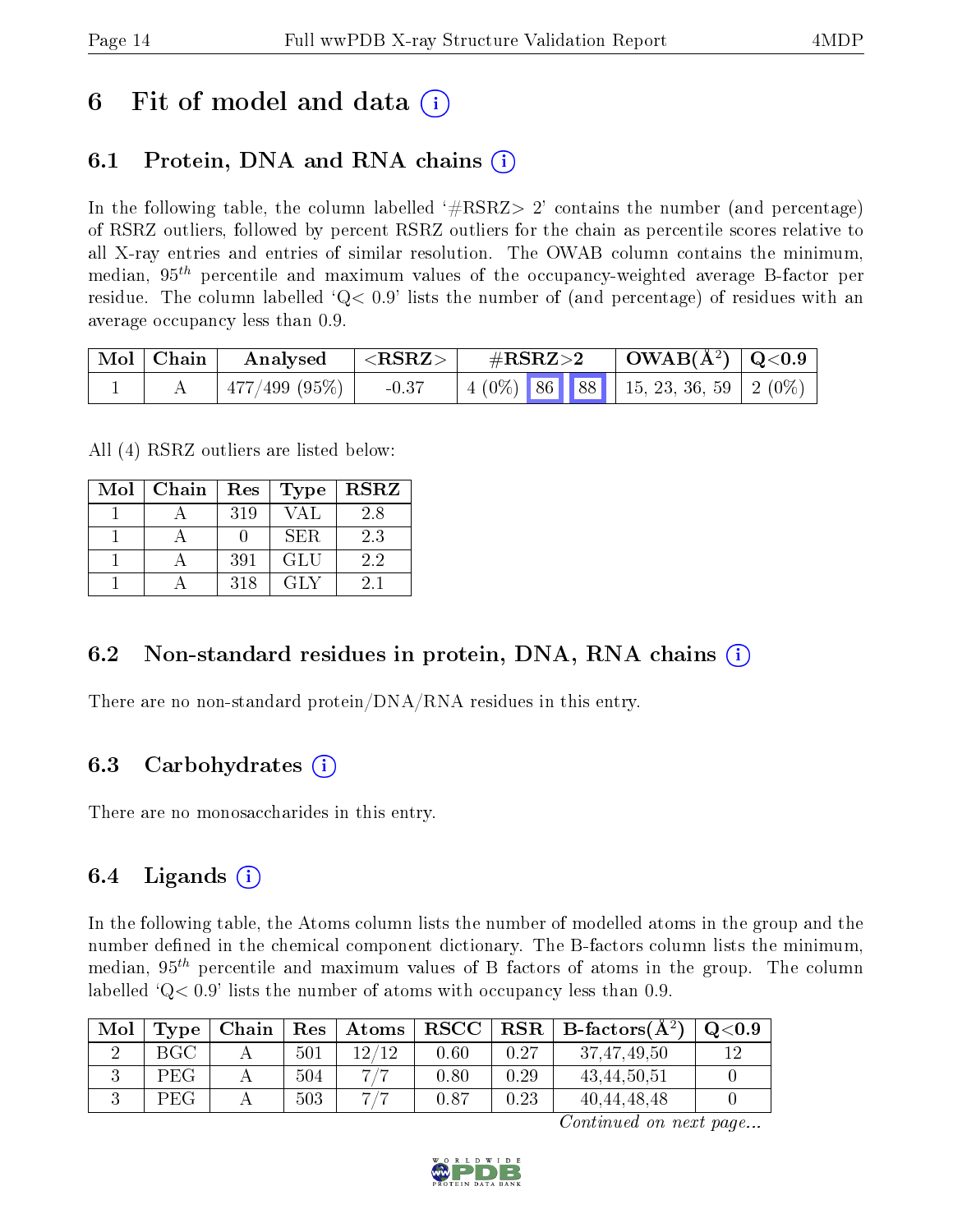# 6 Fit of model and data (i)

## 6.1 Protein, DNA and RNA chains (i)

In the following table, the column labelled '#RSRZ> 2' contains the number (and percentage) of RSRZ outliers, followed by percent RSRZ outliers for the chain as percentile scores relative to all X-ray entries and entries of similar resolution. The OWAB column contains the minimum, median, $95^{th}$ percentile and maximum values of the occupancy-weighted average B-factor per residue. The column labelled 'Q< 0.9' lists the number of (and percentage) of residues with an average occupancy less than 0.9.

| Mol | Chain | Analysed | <RSRZ> | #RSRZ>2 | | | OWAB(Å$^2$) | Q<0.9 |
|---|---|---|---|---|---|---|---|---|
| 1 | A | 477/499 (95%) | -0.37 | 4 (0%) | 86 | 88 | 15, 23, 36, 59 | 2 (0%) |

All (4) RSRZ outliers are listed below:

| Mol | Chain | Res | Type | RSRZ |
|---|---|---|---|---|
| 1 | A | 319 | VAL | 2.8 |
| 1 | A | 0 | SER | 2.3 |
| 1 | A | 391 | GLU | 2.2 |
| 1 | A | 318 | GLY | 2.1 |

## 6.2 Non-standard residues in protein, DNA, RNA chains (i)

There are no non-standard protein/DNA/RNA residues in this entry.

## 6.3 Carbohydrates (i)

There are no monosaccharides in this entry.

## 6.4 Ligands (i)

In the following table, the Atoms column lists the number of modelled atoms in the group and the number defined in the chemical component dictionary. The B-factors column lists the minimum, median, $95^{th}$ percentile and maximum values of B factors of atoms in the group. The column labelled 'Q< 0.9' lists the number of atoms with occupancy less than 0.9.

| Mol | Type | Chain | Res | Atoms | RSCC | RSR | B-factors(Å$^2$) | Q<0.9 |
|---|---|---|---|---|---|---|---|---|
| 2 | BGC | A | 501 | 12/12 | 0.60 | 0.27 | 37,47,49,50 | 12 |
| 3 | PEG | A | 504 | 7/7 | 0.80 | 0.29 | 43,44,50,51 | 0 |
| 3 | PEG | A | 503 | 7/7 | 0.87 | 0.23 | 40,44,48,48 | 0 |

*Continued on next page...*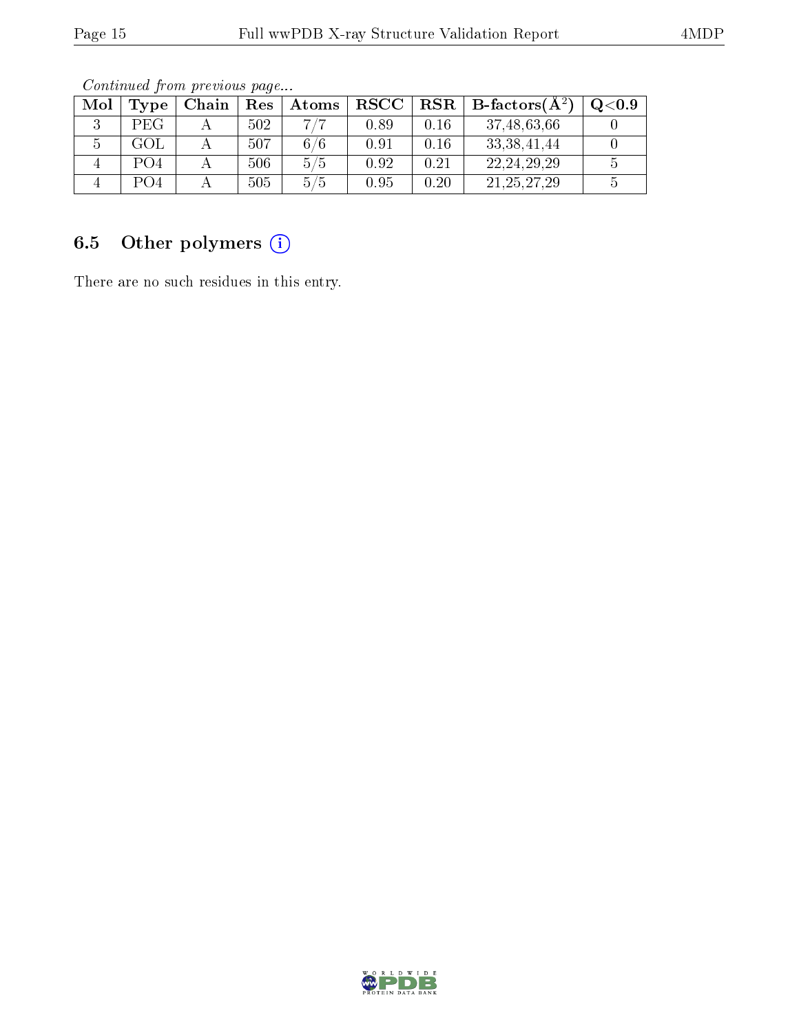*Continued from previous page...*

| Mol | Type | Chain | Res | Atoms | RSCC | RSR | B-factors($Å^2$) | Q<0.9 |
|---|---|---|---|---|---|---|---|---|
| 3 | PEG | A | 502 | 7/7 | 0.89 | 0.16 | 37,48,63,66 | 0 |
| 5 | GOL | A | 507 | 6/6 | 0.91 | 0.16 | 33,38,41,44 | 0 |
| 4 | PO4 | A | 506 | 5/5 | 0.92 | 0.21 | 22,24,29,29 | 5 |
| 4 | PO4 | A | 505 | 5/5 | 0.95 | 0.20 | 21,25,27,29 | 5 |

### 6.5 Other polymers (i)

There are no such residues in this entry.